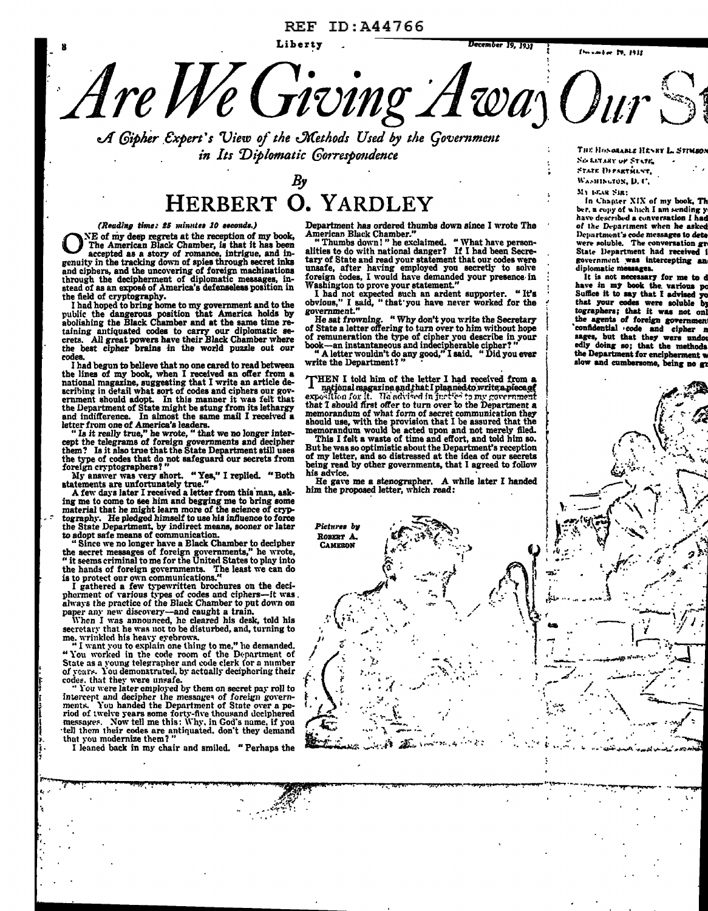# Are We Giving Away Our S

*A Cipher Expert's View of the Methods Used by the Government in Its Diplomatic Correspondence*

## By HERBERT O. YARDLEY

*(Reading time: 25 minutes 10 seconds.)*

ONE of my deep regrets at the reception of my book, The American Black Chamber, is that it has been accepted as a story of romance, intrigue, and ingenuity in the tracking down of spies through secret inks and ciphers, and the uncovering of foreign machinations through the decipherment of diplomatic messages, instead of as an exposé of America's defenseless position in the field of cryptography.

I had hoped to bring home to my government and to the public the dangerous position that America holds by abolishing the Black Chamber and at the same time retaining antiquated codes to carry our diplomatic secrets. All great powers have their Black Chamber where the best cipher brains in the world puzzle out our codes.

I had begun to believe that no one cared to read between the lines of my book, when I received an offer from a national magazine, suggesting that I write an article describing in detail what sort of codes and ciphers our government should adopt. In this manner it was felt that the Department of State might be stung from its lethargy and indifference. In almost the same mail I received a letter from one of America's leaders.

"*Is it really true,*" he wrote, "that we no longer intercept the telegrams of foreign governments and decipher them? Is it also true that the State Department still uses the type of codes that do not safeguard our secrets from foreign cryptographers?"

My answer was very short. "Yes," I replied. "Both statements are unfortunately true."

A few days later I received a letter from this man, asking me to come to see him and begging me to bring some material that he might learn more of the science of cryptography. He pledged himself to use his influence to force the State Department, by indirect means, sooner or later to adopt safe means of communication.

"Since we no longer have a Black Chamber to decipher the secret messages of foreign governments," he wrote, "it seems criminal to me for the United States to play into the hands of foreign governments. The least we can do is to protect our own communications."

I gathered a few typewritten brochures on the decipherment of various types of codes and ciphers—it was always the practice of the Black Chamber to put down on paper any new discovery—and caught a train.

When I was announced, he cleared his desk, told his secretary that he was not to be disturbed, and, turning to me, wrinkled his heavy eyebrows.

"I want you to explain one thing to me," he demanded. "You worked in the code room of the Department of State as a young telegrapher and code clerk for a number of years. You demonstrated, by actually deciphering their codes, that they were unsafe.

"You were later employed by them on secret pay roll to intercept and decipher the messages of foreign governments. You handed the Department of State over a period of twelve years some forty-five thousand deciphered messages. Now tell me this: Why, in God's name, if you tell them their codes are antiquated, don't they demand that you modernize them?"

I leaned back in my chair and smiled. "Perhaps the Department has ordered thumbs down since I wrote The American Black Chamber."

"Thumbs down!" he exclaimed. "What have personalities to do with national danger? If I had been Secretary of State and read your statement that our codes were unsafe, after having employed you secretly to solve foreign codes, I would have demanded your presence in Washington to prove your statement."

I had not expected such an ardent supporter. "It's obvious," I said, "that you have never worked for the government."

He sat frowning. "Why don't you write the Secretary of State a letter offering to turn over to him without hope of remuneration the type of cipher you describe in your book—an instantaneous and indecipherable cipher?"

"A letter wouldn't do any good," I said. "Did you ever write the Department?"

THEN I told him of the letter I had received from a national magazine and that I planned to write a piece of exposition for it. He advised in justice to my government that I should first offer to turn over to the Department a memorandum of what form of secret communication they should use, with the provision that I be assured that the memorandum would be acted upon and not merely filed.

This I felt a waste of time and effort, and told him so. But he was so optimistic about the Department's reception of my letter, and so distressed at the idea of our secrets being read by other governments, that I agreed to follow his advice.

He gave me a stenographer. A while later I handed him the proposed letter, which read:

Pictures by ROBERT A. CAMERON

December 19, 1931

THE HONORABLE HENRY L. STIMSON
SECRETARY OF STATE,
STATE DEPARTMENT,
WASHINGTON, D. C.

MY DEAR SIR:

In Chapter XIX of my book, Th[...] ber, a copy of which I am sending y[...] have described a conversation I had [...] of the Department when he asked [...] Department's code messages to dete[...] were soluble. The conversation gr[...] State Department had received [...] government was intercepting an[...] diplomatic messages.

It is not necessary for me to d[...] have in my book the various po[...] Suffice it to say that I advised yo[...] that your codes were soluble b[...] tographers; that it was not onl[...] the agents of foreign governmen[...] confidential code and cipher m[...] sages, but that they were undo[...] edly doing so; that the methods [...] the Department for encipherment w[...] slow and cumbersome, being no gr[...]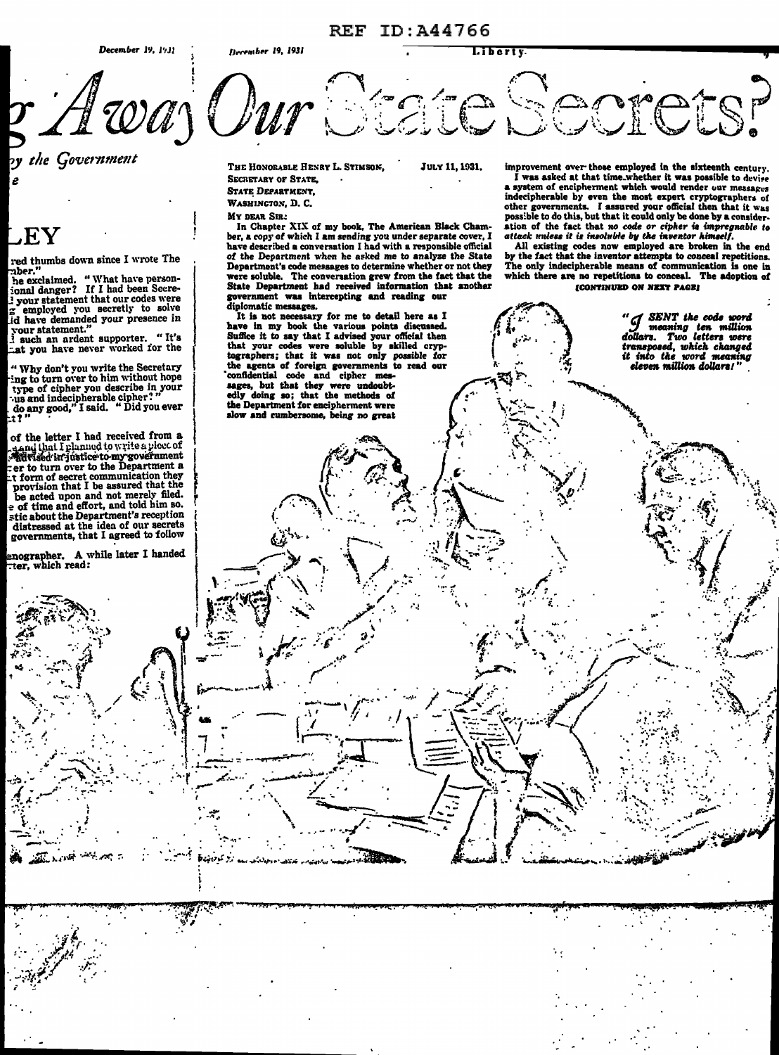# ...g Away Our State Secrets?

...by the Government

...e

# ...LEY

...red thumbs down since I wrote The ...mber."

...he exclaimed. "What have person-...ional danger? If I had been Secre-...d your statement that our codes were ...g employed you secretly to solve ...id have demanded your presence in your statement."

...l such an ardent supporter. "It's ...at you have never worked for the

"Why don't you write the Secretary ...ing to turn over to him without hope ...type of cipher you describe in your ...us and indecipherable cipher?" ...do any good," I said. "Did you ever ...t?"

...of the letter I had received from a ...and that I planned to write a piece of ...advised in justice to my government ...er to turn over to the Department a ...t form of secret communication they ...provision that I be assured that the ...be acted upon and not merely filed. ...e of time and effort, and told him so. ...stic about the Department's reception ...distressed at the idea of our secrets ...governments, that I agreed to follow

...enographer. A while later I handed ...tter, which read:

THE HONORABLE HENRY L. STIMSON, JULY 11, 1931.
SECRETARY OF STATE,
STATE DEPARTMENT,
WASHINGTON, D. C.

MY DEAR SIR:

In Chapter XIX of my book, The American Black Chamber, a copy of which I am sending you under separate cover, I have described a conversation I had with a responsible official of the Department when he asked me to analyze the State Department's code messages to determine whether or not they were soluble. The conversation grew from the fact that the State Department had received information that another government was intercepting and reading our diplomatic messages.

It is not necessary for me to detail here as I have in my book the various points discussed. Suffice it to say that I advised your official then that your codes were soluble by skilled cryptographers; that it was not only possible for the agents of foreign governments to read our confidential code and cipher messages, but that they were undoubtedly doing so; that the methods of the Department for encipherment were slow and cumbersome, being no great improvement over those employed in the sixteenth century.

I was asked at that time whether it was possible to devise a system of encipherment which would render our messages indecipherable by even the most expert cryptographers of other governments. I assured your official then that it was possible to do this, but that it could only be done by a consideration of the fact that *no code or cipher is impregnable to attack unless it is insoluble by the inventor himself.*

All existing codes now employed are broken in the end by the fact that the inventor attempts to conceal repetitions. The only indecipherable means of communication is one in which there are no repetitions to conceal. The adoption of

[CONTINUED ON NEXT PAGE]

*"I SENT the code word meaning ten million dollars. Two letters were transposed, which changed it into the word meaning eleven million dollars!"*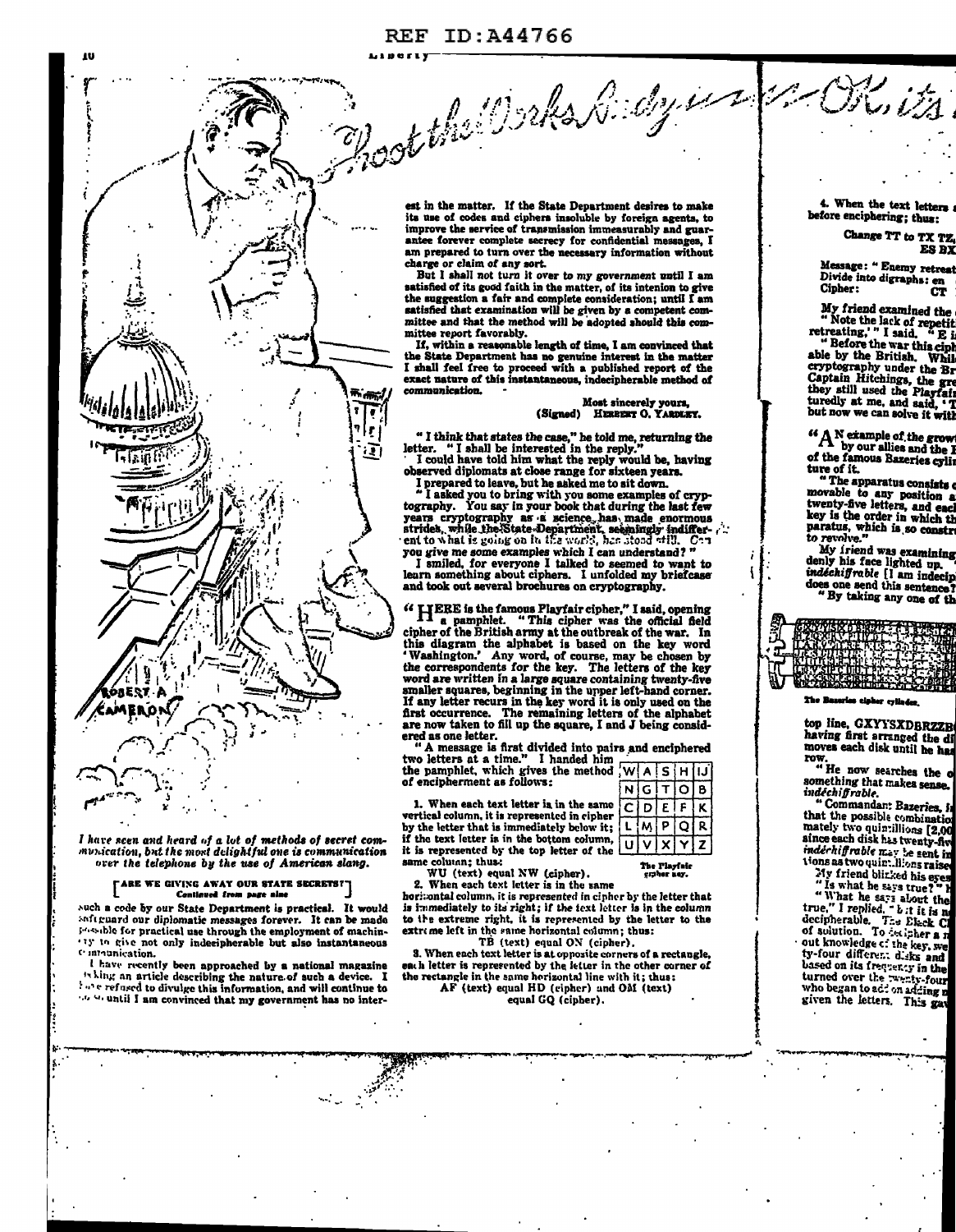*I have seen and heard of a lot of methods of secret communication, but the most delightful one is communication over the telephone by the use of American slang.*

## ARE WE GIVING AWAY OUR STATE SECRETS?

*Continued from page nine*

such a code by our State Department is practical. It would safeguard our diplomatic messages forever. It can be made possible for practical use through the employment of machinery to give not only indecipherable but also instantaneous communication.

I have recently been approached by a national magazine asking an article describing the nature of such a device. I have refused to divulge this information, and will continue to do so until I am convinced that my government has no interest in the matter. If the State Department desires to make its use of codes and ciphers insoluble by foreign agents, to improve the service of transmission immeasurably and guarantee forever complete secrecy for confidential messages, I am prepared to turn over the necessary information without charge or claim of any sort.

But I shall not turn it over to my government until I am satisfied of its good faith in the matter, of its intenion to give the suggestion a fair and complete consideration; until I am satisfied that examination will be given by a competent committee and that the method will be adopted should this committee report favorably.

If, within a reasonable length of time, I am convinced that the State Department has no genuine interest in the matter I shall feel free to proceed with a published report of the exact nature of this instantaneous, indecipherable method of communication.

Most sincerely yours,
(Signed) HERBERT O. YARDLEY.

"I think that states the case," he told me, returning the letter. "I shall be interested in the reply."

I could have told him what the reply would be, having observed diplomats at close range for sixteen years.

I prepared to leave, but he asked me to sit down.

"I asked you to bring with you some examples of cryptography. You say in your book that during the last few years cryptography as a science has made enormous strides, while the State Department, seemingly indifferent to what is going on in the world, has stood still. Can you give me some examples which I can understand?"

I smiled, for everyone I talked to seemed to want to learn something about ciphers. I unfolded my briefcase and took out several brochures on cryptography.

"HERE is the famous Playfair cipher," I said, opening a pamphlet. "This cipher was the official field cipher of the British army at the outbreak of the war. In this diagram the alphabet is based on the key word 'Washington.' Any word, of course, may be chosen by the correspondents for the key. The letters of the key word are written in a large square containing twenty-five smaller squares, beginning in the upper left-hand corner. If any letter recurs in the key word it is only used on the first occurrence. The remaining letters of the alphabet are now taken to fill up the square, I and J being considered as one letter.

"A message is first divided into pairs and enciphered two letters at a time." I handed him the pamphlet, which gives the method of encipherment as follows:

| W | A | S | H | IJ |
|---|---|---|---|---|
| N | G | T | O | B |
| C | D | E | F | K |
| L | M | P | Q | R |
| U | V | X | Y | Z |

The Playfair cipher key.

1. When each text letter is in the same vertical column, it is represented in cipher by the letter that is immediately below it; if the text letter is in the bottom column, it is represented by the top letter of the same column; thus:

WU (text) equal NW (cipher).

2. When each text letter is in the same horizontal column, it is represented in cipher by the letter that is immediately to its right; if the text letter is in the column to the extreme right, it is represented by the letter to the extreme left in the same horizontal column; thus:

TB (text) equal ON (cipher).

3. When each text letter is at opposite corners of a rectangle, each letter is represented by the letter in the other corner of the rectangle in the same horizontal line with it; thus:

AF (text) equal HD (cipher) and OM (text) equal GQ (cipher).

4. When the text letters ... before enciphering; thus:

Change TT to TX TZ, ES BX

Message: "Enemy retreat...
Divide into digraphs: en ...
Cipher: CT ...

My friend examined the ...
"Note the lack of repetit... retreating,'" I said. "E i...
"Before the war this ciph... able by the British. Whil... cryptography under the Br... Captain Hitchings, the gre... they still used the Playfair... turedly at me, and said, 'T... but now we can solve it with...

"AN example of the grow... by our allies and the I... of the famous Bazeries cylin... ture of it.

"The apparatus consists ... movable to any position a... twenty-five letters, and each... key is the order in which th... paratus, which is so constru... to revolve."

My friend was examining ... denly his face lighted up. ... *indéchiffrable* [I am indecip... does one send this sentence?...
"By taking any one of th...

The Bazeries cipher cylinder.

top line, GXYYSXDBRZZB... having first arranged the di... moves each disk until he has ... row.

"He now searches the o... something that makes sense. ... *indéchiffrable*.

"Commandant Bazeries, i... that the possible combinatio... mately two quintillions [2,00... since each disk has twenty-fiv... *indéchiffrable* may be sent in... tions as two quintillions raise...

My friend blinked his eyes...
"Is what he says true?" H...
"What he says about the... true," I replied, "but it is n... decipherable. The Black C... of solution. To decipher a m... out knowledge of the key, we... ty-four different disks and ... based on its frequency in the... turned over the twenty-four ... who began to add on adding m... given the letters. This gav...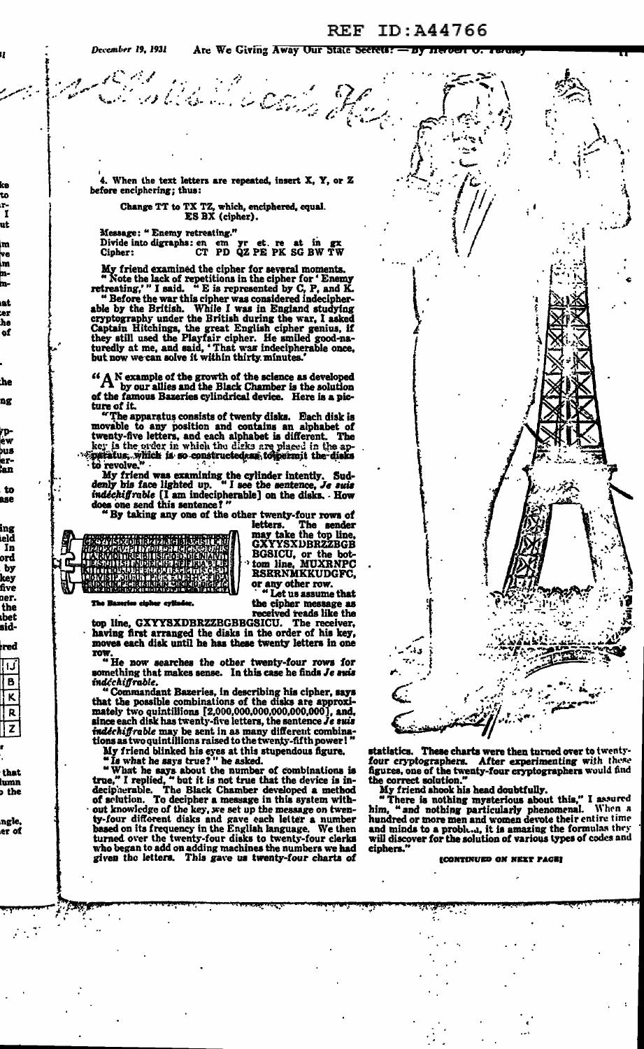4. When the text letters are repeated, insert X, Y, or Z before enciphering; thus:

Change TT to TX TZ, which, enciphered, equal.
ES BX (cipher).

Message: "Enemy retreating."
Divide into digraphs: en em yr et. re at in gx
Cipher: CT PD QZ PE PK SG BW TW

My friend examined the cipher for several moments.

"Note the lack of repetitions in the cipher for 'Enemy retreating,'" I said. "E is represented by C, P, and K.

"Before the war this cipher was considered indecipherable by the British. While I was in England studying cryptography under the British during the war, I asked Captain Hitchings, the great English cipher genius, if they still used the Playfair cipher. He smiled good-naturedly at me, and said, 'That was indecipherable once, but now we can solve it within thirty minutes.'

"AN example of the growth of the science as developed by our allies and the Black Chamber is the solution of the famous Bazeries cylindrical device. Here is a picture of it.

"The apparatus consists of twenty disks. Each disk is movable to any position and contains an alphabet of twenty-five letters, and each alphabet is different. The key is the order in which the disks are placed in the apparatus, which is so constructed as to permit the disks to revolve."

My friend was examining the cylinder intently. Suddenly his face lighted up. "I see the sentence, *Je suis indéchiffrable* [I am indecipherable] on the disks. How does one send this sentence?"

"By taking any one of the other twenty-four rows of letters. The sender may take the top line, GXYYSXDBRZZBGB BGSICU, or the bottom line, MUXRNPC RSRRNMKKUDGFC, or any other row.

The Bazeries cipher cylinder.

"Let us assume that the cipher message as received reads like the top line, GXYYSXDBRZZBGBBGSICU. The receiver, having first arranged the disks in the order of his key, moves each disk until he has these twenty letters in one row.

"He now searches the other twenty-four rows for something that makes sense. In this case he finds *Je suis indéchiffrable.*

"Commandant Bazeries, in describing his cipher, says that the possible combinations of the disks are approximately two quintillions [2,000,000,000,000,000,000], and, since each disk has twenty-five letters, the sentence *Je suis indéchiffrable* may be sent in as many different combinations as two quintillions raised to the twenty-fifth power!"

My friend blinked his eyes at this stupendous figure.

"Is what he says true?" he asked.

"What he says about the number of combinations is true," I replied, "but it is not true that the device is indecipherable. The Black Chamber developed a method of solution. To decipher a message in this system without knowledge of the key, we set up the message on twenty-four different disks and gave each letter a number based on its frequency in the English language. We then turned over the twenty-four disks to twenty-four clerks who began to add on adding machines the numbers we had given the letters. This gave us twenty-four charts of statistics. These charts were then turned over to twenty-four cryptographers. After experimenting with these figures, one of the twenty-four cryptographers would find the correct solution."

My friend shook his head doubtfully.

"There is nothing mysterious about this," I assured him, "and nothing particularly phenomenal. When a hundred or more men and women devote their entire time and minds to a problem, it is amazing the formulas they will discover for the solution of various types of codes and ciphers."

[CONTINUED ON NEXT PAGE]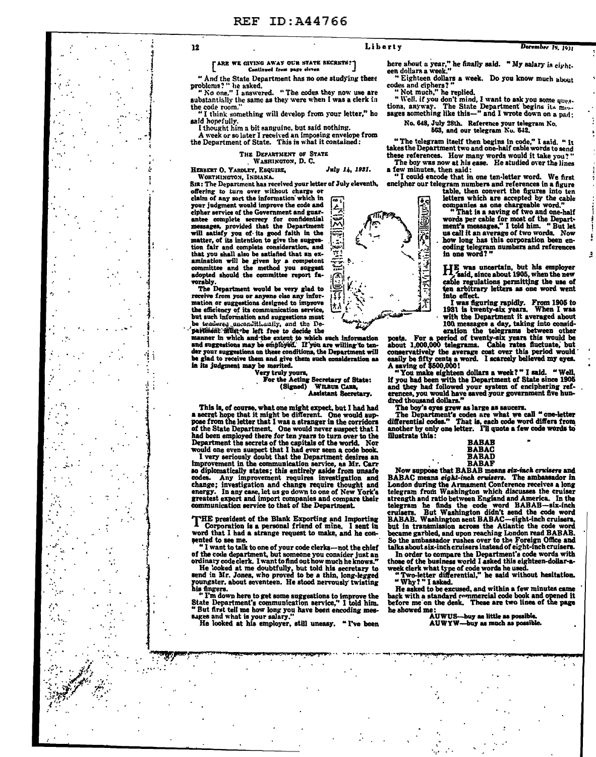[ARE WE GIVING AWAY OUR STATE SECRETS? Continued from page eleven]

"And the State Department has no one studying these problems?" he asked.

"No one," I answered. "The codes they now use are substantially the same as they were when I was a clerk in the code room."

"I think something will develop from your letter," he said hopefully.

I thought him a bit sanguine, but said nothing.

A week or so later I received an imposing envelope from the Department of State. This is what it contained:

THE DEPARTMENT OF STATE
WASHINGTON, D. C.

HERBERT O. YARDLEY, ESQUIRE,
WORTHINGTON, INDIANA.

*July 14, 1931.*

SIR: The Department has received your letter of July eleventh, offering to turn over without charge or claim of any sort the information which in your judgment would improve the code and cipher service of the Government and guarantee complete secrecy for confidential messages, provided that the Department will satisfy you of its good faith in the matter, of its intention to give the suggestion fair and complete consideration, and that you shall also be satisfied that an examination will be given by a competent committee and the method you suggest adopted should the committee report favorably.

The Department would be very glad to receive from you or anyone else any information or suggestions designed to improve the efficiency of its communication service, but such information and suggestions must be tendered unconditionally, and the Department must be left free to decide the manner in which and the extent to which such information and suggestions may be employed. If you are willing to tender your suggestions on these conditions, the Department will be glad to receive them and give them such consideration as in its judgment may be merited.

Very truly yours,
For the Acting Secretary of State:
(Signed) WILBUR CARR,
Assistant Secretary.

This is, of course, what one might expect, but I had had a secret hope that it might be different. One would suppose from the letter that I was a stranger in the corridors of the State Department. One would never suspect that I had been employed there for ten years to turn over to the Department the secrets of the capitals of the world. Nor would one even suspect that I had ever seen a code book.

I very seriously doubt that the Department desires an improvement in the communication service, as Mr. Carr so diplomatically states; this entirely aside from unsafe codes. Any improvement requires investigation and change; investigation and change require thought and energy. In any case, let us go down to one of New York's greatest export and import companies and compare their communication service to that of the Department.

THE president of the Blank Exporting and Importing Corporation is a personal friend of mine. I sent in word that I had a strange request to make, and he consented to see me.

"I want to talk to one of your code clerks—not the chief of the code department, but someone you consider just an ordinary code clerk. I want to find out how much he knows."

He looked at me doubtfully, but told his secretary to send in Mr. Jones, who proved to be a thin, long-legged youngster, about seventeen. He stood nervously twisting his fingers.

"I'm down here to get some suggestions to improve the State Department's communication service," I told him. "But first tell me how long you have been encoding messages and what is your salary."

He looked at his employer, still uneasy. "I've been here about a year," he finally said. "My salary is eighteen dollars a week."

"Eighteen dollars a week. Do you know much about codes and ciphers?"

"Not much," he replied.

"Well, if you don't mind, I want to ask you some questions, anyway. The State Department begins its messages something like this—" and I wrote down on a pad:

No. 648, July 28th. Reference your telegram No. 563, and our telegram No. 642.

"The telegram itself then begins in code," I said. "It takes the Department two and one-half cable words to send these references. How many words would it take you?"

The boy was now at his ease. He studied over the lines a few minutes, then said:

"I could encode that in one ten-letter word. We first encipher our telegram numbers and references in a figure table, then convert the figures into ten letters which are accepted by the cable companies as one chargeable word."

"That is a saving of two and one-half words per cable for most of the Department's messages," I told him. "But let us call it an average of two words. Now how long has this corporation been encoding telegram numbers and references in one word?"

HE was uncertain, but his employer said, since about 1905, when the new cable regulations permitting the use of ten arbitrary letters as one word went into effect.

I was figuring rapidly. From 1905 to 1931 is twenty-six years. When I was with the Department it averaged about 100 messages a day, taking into consideration the telegrams between other posts. For a period of twenty-six years this would be about 1,000,000 telegrams. Cable rates fluctuate, but conservatively the average cost over this period would easily be fifty cents a word. I scarcely believed my eyes. A saving of $500,000!

"You make eighteen dollars a week?" I said. "Well, if you had been with the Department of State since 1905 and they had followed your system of enciphering references, you would have saved your government five hundred thousand dollars."

The boy's eyes grew as large as saucers.

The Department's codes are what we call "one-letter differential codes." That is, each code word differs from another by only one letter. I'll quote a few code words to illustrate this:

**BABAB**
**BABAC**
**BABAD**
**BABAF**

Now suppose that BABAB means *six-inch cruisers* and BABAC means *eight-inch cruisers*. The ambassador in London during the Armament Conference receives a long telegram from Washington which discusses the cruiser strength and ratio between England and America. In the telegram he finds the code word BABAB—six-inch cruisers. But Washington didn't send the code word BABAB. Washington sent BABAC—eight-inch cruisers, but in transmission across the Atlantic the code word became garbled, and upon reaching London read BABAB. So the ambassador rushes over to the Foreign Office and talks about six-inch cruisers instead of eight-inch cruisers.

In order to compare the Department's code words with those of the business world I asked this eighteen-dollar-a-week clerk what type of code words he used.

"Two-letter differential," he said without hesitation.

"Why?" I asked.

He asked to be excused, and within a few minutes came back with a standard commercial code book and opened it before me on the desk. These are two lines of the page he showed me:

AUWUS—buy as little as possible.
AUWYW—buy as much as possible.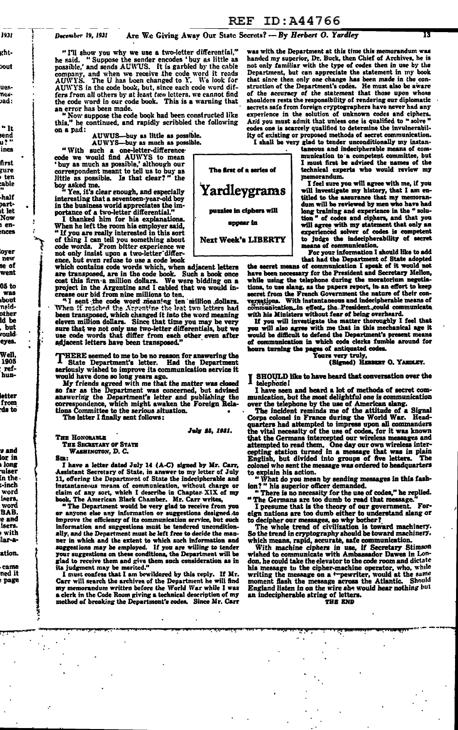"I'll show you why we use a two-letter differential," he said. "Suppose the sender encodes 'buy as little as possible,' and sends AUWUS. It is garbled by the cable company, and when we receive the code word it reads AUWYS. The U has been changed to Y. We look for AUWYS in the code book, but, since each code word differs from all others by at least *two* letters, we cannot find the code word in our code book. This is a warning that an error has been made.

"Now suppose the code book had been constructed like this," he continued, and rapidly scribbled the following on a pad:

AUWUS—buy as little as possible.
AUWYS—buy as much as possible.

"With such a one-letter-difference code we would find AUWYS to mean 'buy as much as possible,' although our correspondent meant to tell us to buy as little as possible. Is that clear?" the boy asked me.

"Yes, it's clear enough, and especially interesting that a seventeen-year-old boy in the business world appreciates the importance of a two-letter differential."

I thanked him for his explanations. When he left the room his employer said, "If you are really interested in this sort of thing I can tell you something about code words. From bitter experience we not only insist upon a two-letter differ-ence, but even refuse to use a code book which contains code words which, when adjacent letters are transposed, are in the code book. Such a book once cost this firm a million dollars. We were bidding on a project in the Argentine and I cabled that we would increase our bid from nine millions to ten.

"I sent the code word meaning ten million dollars. When it reached the Argentine the last two letters had been transposed, which changed it into the word meaning eleven million dollars. Since that time you may be very sure that we not only use two-letter differentials, but we use code words that differ from each other even after adjacent letters have been transposed."

THERE seemed to me to be no reason for answering the State Department's letter. Had the Department seriously wished to improve its communication service it would have done so long years ago.

My friends agreed with me that the matter was closed so far as the Department was concerned, but advised answering the Department's letter and publishing the correspondence, which might awaken the Foreign Relations Committee to the serious situation.

The letter I finally sent follows:

*July 25, 1931.*

THE HONORABLE
THE SECRETARY OF STATE
WASHINGTON, D. C.

SIR:

I have a letter dated July 14 (A-C) signed by Mr. Carr, Assistant Secretary of State, in answer to my letter of July 11, offering the Department of State the indecipherable and instantaneous means of communication, without charge or claim of any sort, which I describe in Chapter XIX of my book, The American Black Chamber. Mr. Carr writes,

"The Department would be very glad to receive from you or anyone else any information or suggestions designed to improve the efficiency of its communication service, but such information and suggestions must be tendered unconditionally, and the Department must be left free to decide the manner in which and the extent to which such information and suggestions may be employed. If you are willing to tender your suggestions on these conditions, the Department will be glad to receive them and give them such consideration as in its judgment may be merited."

I must confess that I am bewildered by this reply. If Mr. Carr will search the archives of the Department he will find my memorandum written before the World War while I was a clerk in the Code Room giving a technical description of my method of breaking the Department's codes. Since Mr. Carr was with the Department at this time this memorandum was handed my superior, Dr. Buck, then Chief of Archives, he is not only familiar with the type of codes then in use by the Department, but can appreciate the statement in my book that since then only one change has been made in the construction of the Department's codes. He must also be aware of the accuracy of the statement that those upon whose shoulders rests the responsibility of rendering our diplomatic secrets safe from foreign cryptographers have never had any experience in the solution of unknown codes and ciphers. And you must admit that unless one is qualified to "solve" codes one is scarcely qualified to determine the invulnerability of existing or proposed methods of secret communication.

I shall be very glad to tender unconditionally my instantaneous and indecipherable means of communication to a competent committee, but I must first be advised the names of the technical experts who would review my memorandum.

I feel sure you will agree with me, if you will investigate my history, that I am entitled to the assurance that my memorandum will be reviewed by men who have had long training and experience in the "solution" of codes and ciphers, and that you will agree with my statement that only an experienced solver of codes is competent to judge the indecipherability of secret means of communication.

For your information I should like to add that had the Department of State adopted the secret means of communication I speak of it would not have been necessary for the President and Secretary Mellon, while using the telephone during the moratorium negotiations, to use slang, as the papers report, in an effort to keep secret from the French Government the nature of their conversations. With instantaneous and indecipherable means of communication in effect, the President could communicate with his Ministers without fear of being overheard.

If you will investigate the matter thoroughly I feel that you will also agree with me that in this mechanical age it would be difficult to defend the Department's present means of communication in which code clerks fumble around for hours turning the pages of antiquated codes.

Yours very truly,
(Signed) HERBERT O. YARDLEY.

I SHOULD like to have heard that conversation over the telephone!

I have seen and heard a lot of methods of secret communication, but the most delightful one is communication over the telephone by the use of American slang.

The incident reminds me of the attitude of a Signal Corps colonel in France during the World War. Headquarters had attempted to impress upon all commanders the vital necessity of the use of codes, for it was known that the Germans intercepted our wireless messages and attempted to read them. One day our own wireless intercepting station turned in a message that was in plain English, but divided into groups of five letters. The colonel who sent the message was ordered to headquarters to explain his action.

"What do you mean by sending messages in this fashion?" his superior officer demanded.

"There is no necessity for the use of codes," he replied. "The Germans are too dumb to read that message."

I presume that is the theory of our government. Foreign nations are too dumb either to understand slang or to decipher our messages, so why bother?

The whole trend of civilization is toward machinery. So the trend in cryptography should be toward machinery, which means, rapid, accurate, safe communication.

With machine ciphers in use, if Secretary Stimson wished to communicate with Ambassador Dawes in London, he could take the elevator to the code room and dictate his message to the cipher-machine operator, who, while writing the message on a typewriter, would at the same moment flash the message across the Atlantic. Should England listen in on the wire she would hear nothing but an indecipherable string of letters.

THE END

The first of a series of

**Yardleygrams**

puzzles in ciphers will appear in

**Next Week's LIBERTY**